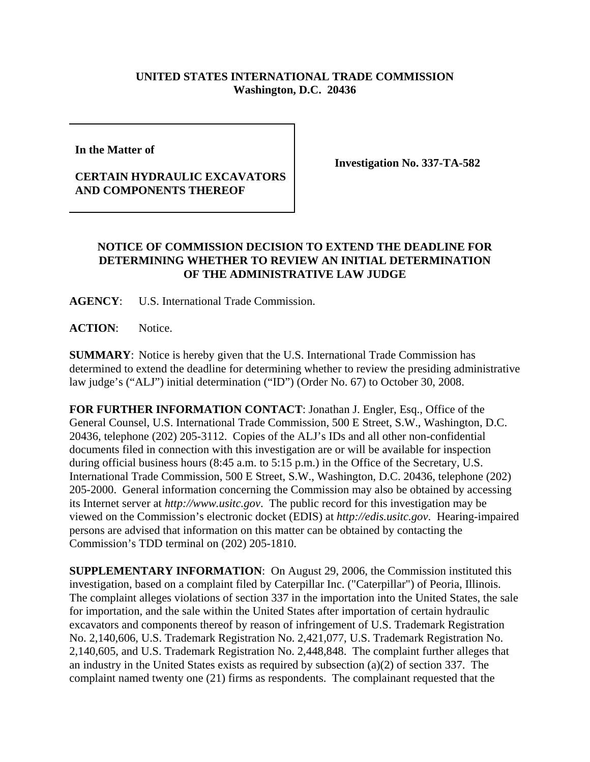**UNITED STATES INTERNATIONAL TRADE COMMISSION**
**Washington, D.C. 20436**

**In the Matter of**

**CERTAIN HYDRAULIC EXCAVATORS AND COMPONENTS THEREOF**

**Investigation No. 337-TA-582**

## NOTICE OF COMMISSION DECISION TO EXTEND THE DEADLINE FOR DETERMINING WHETHER TO REVIEW AN INITIAL DETERMINATION OF THE ADMINISTRATIVE LAW JUDGE

**AGENCY**: U.S. International Trade Commission.

**ACTION**: Notice.

**SUMMARY**: Notice is hereby given that the U.S. International Trade Commission has determined to extend the deadline for determining whether to review the presiding administrative law judge's ("ALJ") initial determination ("ID") (Order No. 67) to October 30, 2008.

**FOR FURTHER INFORMATION CONTACT**: Jonathan J. Engler, Esq., Office of the General Counsel, U.S. International Trade Commission, 500 E Street, S.W., Washington, D.C. 20436, telephone (202) 205-3112. Copies of the ALJ's IDs and all other non-confidential documents filed in connection with this investigation are or will be available for inspection during official business hours (8:45 a.m. to 5:15 p.m.) in the Office of the Secretary, U.S. International Trade Commission, 500 E Street, S.W., Washington, D.C. 20436, telephone (202) 205-2000. General information concerning the Commission may also be obtained by accessing its Internet server at *http://www.usitc.gov*. The public record for this investigation may be viewed on the Commission's electronic docket (EDIS) at *http://edis.usitc.gov*. Hearing-impaired persons are advised that information on this matter can be obtained by contacting the Commission's TDD terminal on (202) 205-1810.

**SUPPLEMENTARY INFORMATION**: On August 29, 2006, the Commission instituted this investigation, based on a complaint filed by Caterpillar Inc. ("Caterpillar") of Peoria, Illinois. The complaint alleges violations of section 337 in the importation into the United States, the sale for importation, and the sale within the United States after importation of certain hydraulic excavators and components thereof by reason of infringement of U.S. Trademark Registration No. 2,140,606, U.S. Trademark Registration No. 2,421,077, U.S. Trademark Registration No. 2,140,605, and U.S. Trademark Registration No. 2,448,848. The complaint further alleges that an industry in the United States exists as required by subsection (a)(2) of section 337. The complaint named twenty one (21) firms as respondents. The complainant requested that the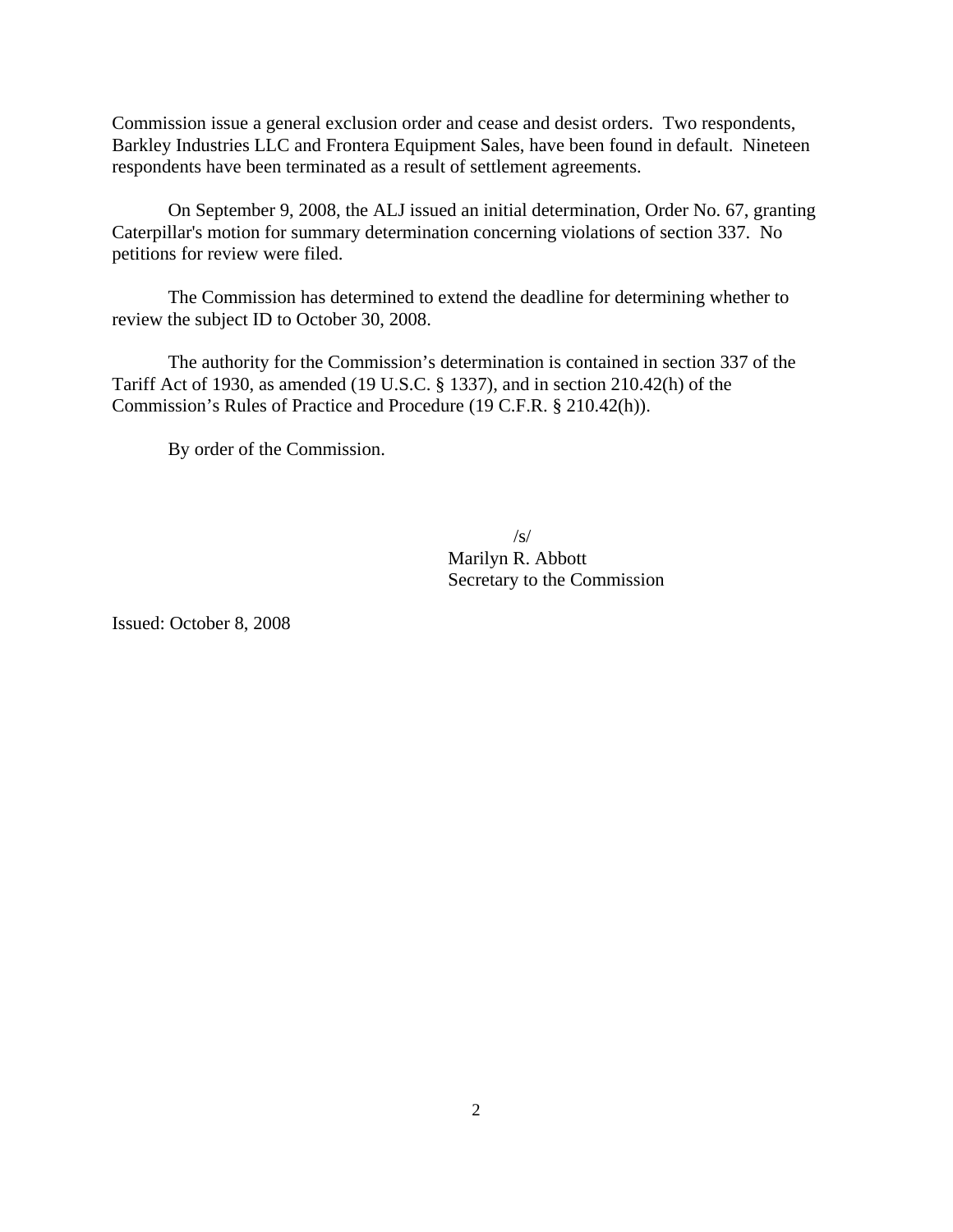Commission issue a general exclusion order and cease and desist orders. Two respondents, Barkley Industries LLC and Frontera Equipment Sales, have been found in default. Nineteen respondents have been terminated as a result of settlement agreements.

On September 9, 2008, the ALJ issued an initial determination, Order No. 67, granting Caterpillar's motion for summary determination concerning violations of section 337. No petitions for review were filed.

The Commission has determined to extend the deadline for determining whether to review the subject ID to October 30, 2008.

The authority for the Commission's determination is contained in section 337 of the Tariff Act of 1930, as amended (19 U.S.C. § 1337), and in section 210.42(h) of the Commission's Rules of Practice and Procedure (19 C.F.R. § 210.42(h)).

By order of the Commission.

/s/
Marilyn R. Abbott
Secretary to the Commission

Issued: October 8, 2008